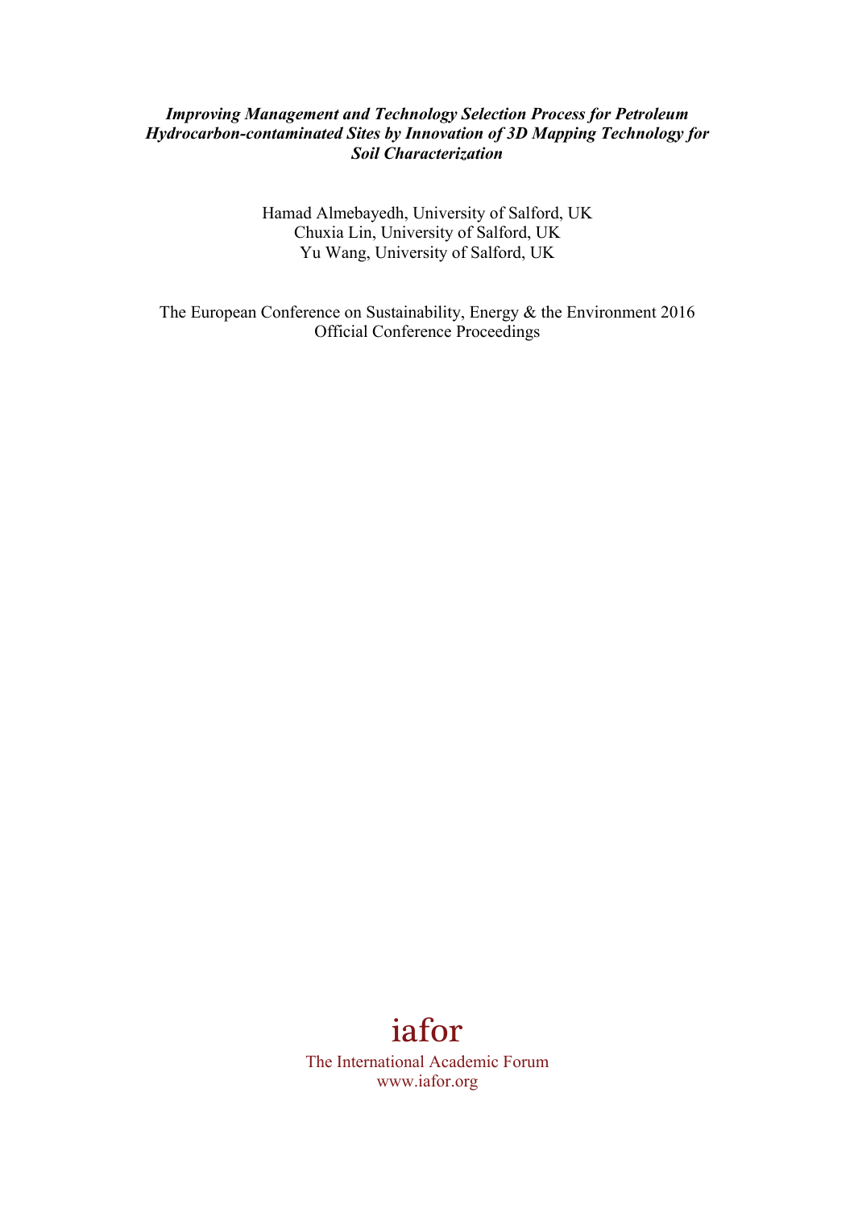***Improving Management and Technology Selection Process for Petroleum Hydrocarbon-contaminated Sites by Innovation of 3D Mapping Technology for Soil Characterization***

Hamad Almebayedh, University of Salford, UK
Chuxia Lin, University of Salford, UK
Yu Wang, University of Salford, UK

The European Conference on Sustainability, Energy & the Environment 2016
Official Conference Proceedings

iafor
The International Academic Forum
www.iafor.org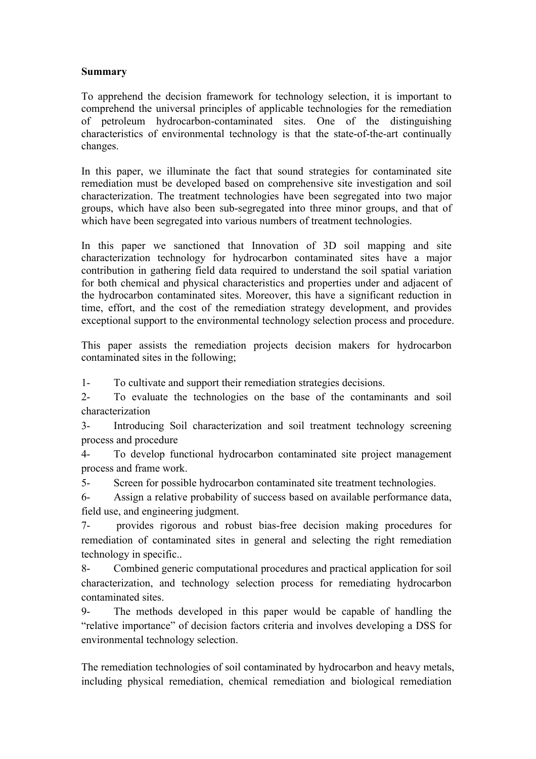**Summary**

To apprehend the decision framework for technology selection, it is important to comprehend the universal principles of applicable technologies for the remediation of petroleum hydrocarbon-contaminated sites. One of the distinguishing characteristics of environmental technology is that the state-of-the-art continually changes.

In this paper, we illuminate the fact that sound strategies for contaminated site remediation must be developed based on comprehensive site investigation and soil characterization. The treatment technologies have been segregated into two major groups, which have also been sub-segregated into three minor groups, and that of which have been segregated into various numbers of treatment technologies.

In this paper we sanctioned that Innovation of 3D soil mapping and site characterization technology for hydrocarbon contaminated sites have a major contribution in gathering field data required to understand the soil spatial variation for both chemical and physical characteristics and properties under and adjacent of the hydrocarbon contaminated sites. Moreover, this have a significant reduction in time, effort, and the cost of the remediation strategy development, and provides exceptional support to the environmental technology selection process and procedure.

This paper assists the remediation projects decision makers for hydrocarbon contaminated sites in the following;

1- To cultivate and support their remediation strategies decisions.

2- To evaluate the technologies on the base of the contaminants and soil characterization

3- Introducing Soil characterization and soil treatment technology screening process and procedure

4- To develop functional hydrocarbon contaminated site project management process and frame work.

5- Screen for possible hydrocarbon contaminated site treatment technologies.

6- Assign a relative probability of success based on available performance data, field use, and engineering judgment.

7- provides rigorous and robust bias-free decision making procedures for remediation of contaminated sites in general and selecting the right remediation technology in specific..

8- Combined generic computational procedures and practical application for soil characterization, and technology selection process for remediating hydrocarbon contaminated sites.

9- The methods developed in this paper would be capable of handling the "relative importance" of decision factors criteria and involves developing a DSS for environmental technology selection.

The remediation technologies of soil contaminated by hydrocarbon and heavy metals, including physical remediation, chemical remediation and biological remediation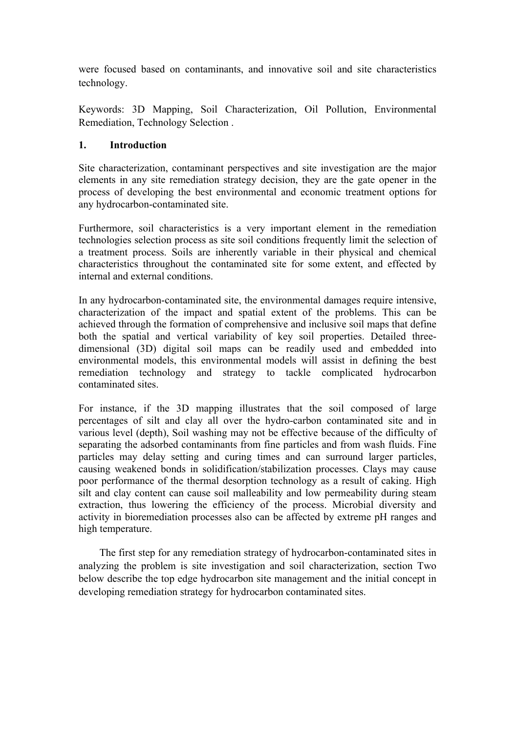were focused based on contaminants, and innovative soil and site characteristics technology.

Keywords: 3D Mapping, Soil Characterization, Oil Pollution, Environmental Remediation, Technology Selection .

## 1. Introduction

Site characterization, contaminant perspectives and site investigation are the major elements in any site remediation strategy decision, they are the gate opener in the process of developing the best environmental and economic treatment options for any hydrocarbon-contaminated site.

Furthermore, soil characteristics is a very important element in the remediation technologies selection process as site soil conditions frequently limit the selection of a treatment process. Soils are inherently variable in their physical and chemical characteristics throughout the contaminated site for some extent, and effected by internal and external conditions.

In any hydrocarbon-contaminated site, the environmental damages require intensive, characterization of the impact and spatial extent of the problems. This can be achieved through the formation of comprehensive and inclusive soil maps that define both the spatial and vertical variability of key soil properties. Detailed three-dimensional (3D) digital soil maps can be readily used and embedded into environmental models, this environmental models will assist in defining the best remediation technology and strategy to tackle complicated hydrocarbon contaminated sites.

For instance, if the 3D mapping illustrates that the soil composed of large percentages of silt and clay all over the hydro-carbon contaminated site and in various level (depth), Soil washing may not be effective because of the difficulty of separating the adsorbed contaminants from fine particles and from wash fluids. Fine particles may delay setting and curing times and can surround larger particles, causing weakened bonds in solidification/stabilization processes. Clays may cause poor performance of the thermal desorption technology as a result of caking. High silt and clay content can cause soil malleability and low permeability during steam extraction, thus lowering the efficiency of the process. Microbial diversity and activity in bioremediation processes also can be affected by extreme pH ranges and high temperature.

The first step for any remediation strategy of hydrocarbon-contaminated sites in analyzing the problem is site investigation and soil characterization, section Two below describe the top edge hydrocarbon site management and the initial concept in developing remediation strategy for hydrocarbon contaminated sites.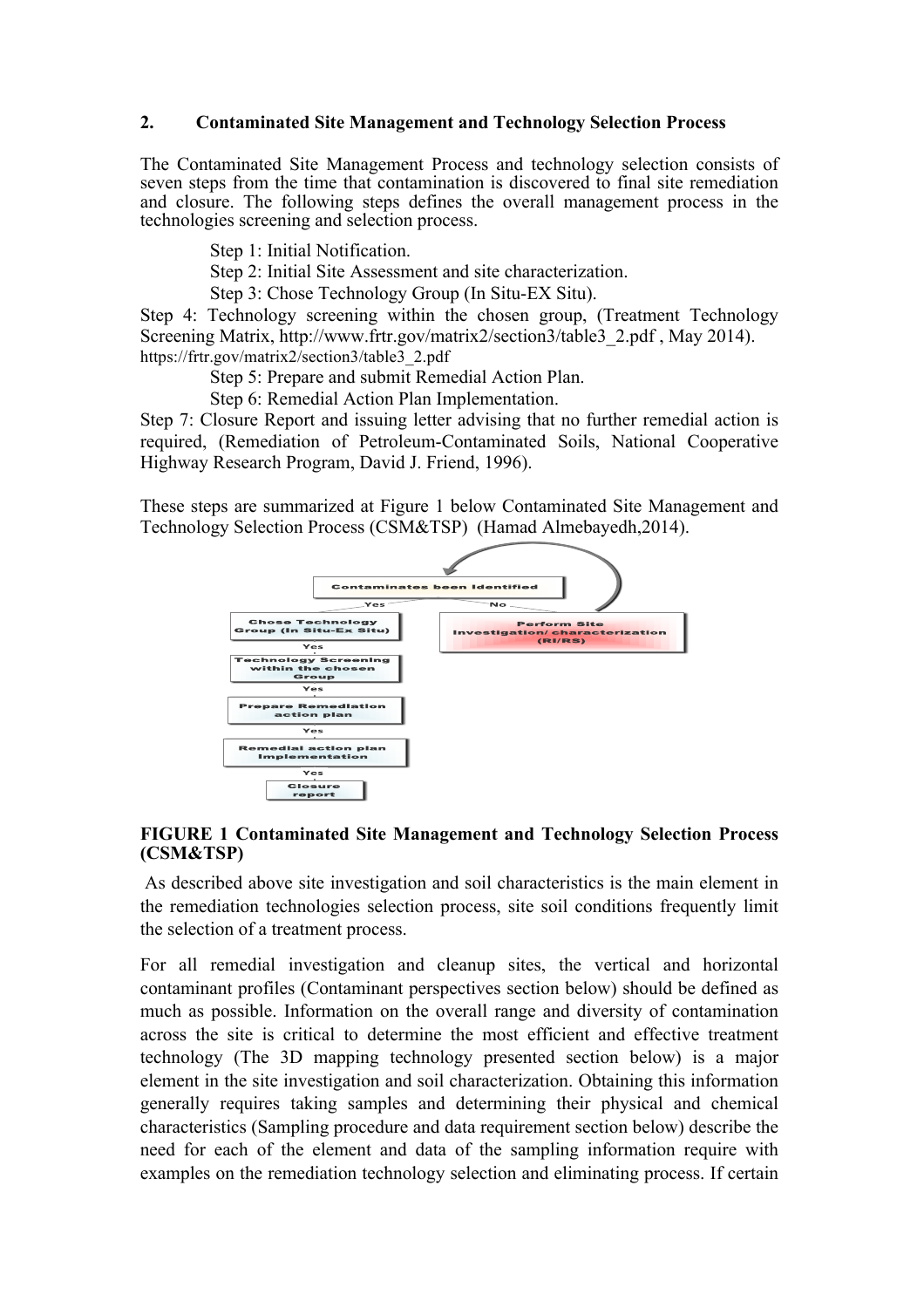## 2. Contaminated Site Management and Technology Selection Process

The Contaminated Site Management Process and technology selection consists of seven steps from the time that contamination is discovered to final site remediation and closure. The following steps defines the overall management process in the technologies screening and selection process.

Step 1: Initial Notification.

Step 2: Initial Site Assessment and site characterization.

Step 3: Chose Technology Group (In Situ-EX Situ).

Step 4: Technology screening within the chosen group, (Treatment Technology Screening Matrix, http://www.frtr.gov/matrix2/section3/table3_2.pdf , May 2014). https://frtr.gov/matrix2/section3/table3_2.pdf

Step 5: Prepare and submit Remedial Action Plan.

Step 6: Remedial Action Plan Implementation.

Step 7: Closure Report and issuing letter advising that no further remedial action is required, (Remediation of Petroleum-Contaminated Soils, National Cooperative Highway Research Program, David J. Friend, 1996).

These steps are summarized at Figure 1 below Contaminated Site Management and Technology Selection Process (CSM&TSP) (Hamad Almebayedh,2014).

**FIGURE 1 Contaminated Site Management and Technology Selection Process (CSM&TSP)**

As described above site investigation and soil characteristics is the main element in the remediation technologies selection process, site soil conditions frequently limit the selection of a treatment process.

For all remedial investigation and cleanup sites, the vertical and horizontal contaminant profiles (Contaminant perspectives section below) should be defined as much as possible. Information on the overall range and diversity of contamination across the site is critical to determine the most efficient and effective treatment technology (The 3D mapping technology presented section below) is a major element in the site investigation and soil characterization. Obtaining this information generally requires taking samples and determining their physical and chemical characteristics (Sampling procedure and data requirement section below) describe the need for each of the element and data of the sampling information require with examples on the remediation technology selection and eliminating process. If certain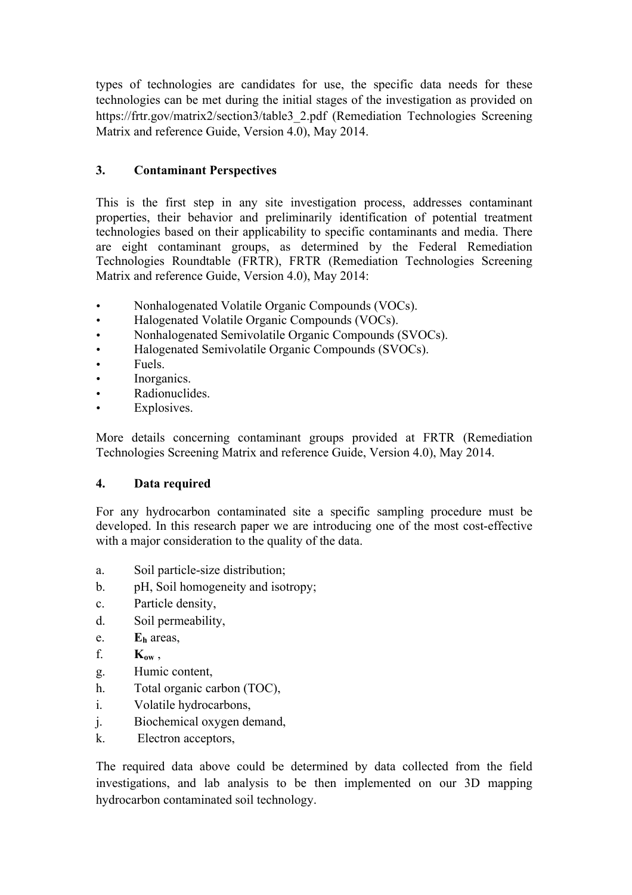types of technologies are candidates for use, the specific data needs for these technologies can be met during the initial stages of the investigation as provided on https://frtr.gov/matrix2/section3/table3_2.pdf (Remediation Technologies Screening Matrix and reference Guide, Version 4.0), May 2014.

## 3. Contaminant Perspectives

This is the first step in any site investigation process, addresses contaminant properties, their behavior and preliminarily identification of potential treatment technologies based on their applicability to specific contaminants and media. There are eight contaminant groups, as determined by the Federal Remediation Technologies Roundtable (FRTR), FRTR (Remediation Technologies Screening Matrix and reference Guide, Version 4.0), May 2014:

- Nonhalogenated Volatile Organic Compounds (VOCs).
- Halogenated Volatile Organic Compounds (VOCs).
- Nonhalogenated Semivolatile Organic Compounds (SVOCs).
- Halogenated Semivolatile Organic Compounds (SVOCs).
- Fuels.
- Inorganics.
- Radionuclides.
- Explosives.

More details concerning contaminant groups provided at FRTR (Remediation Technologies Screening Matrix and reference Guide, Version 4.0), May 2014.

## 4. Data required

For any hydrocarbon contaminated site a specific sampling procedure must be developed. In this research paper we are introducing one of the most cost-effective with a major consideration to the quality of the data.

a. Soil particle-size distribution;
b. pH, Soil homogeneity and isotropy;
c. Particle density,
d. Soil permeability,
e. $\mathbf{E_h}$ areas,
f. $\mathbf{K_{ow}}$ ,
g. Humic content,
h. Total organic carbon (TOC),
i. Volatile hydrocarbons,
j. Biochemical oxygen demand,
k. Electron acceptors,

The required data above could be determined by data collected from the field investigations, and lab analysis to be then implemented on our 3D mapping hydrocarbon contaminated soil technology.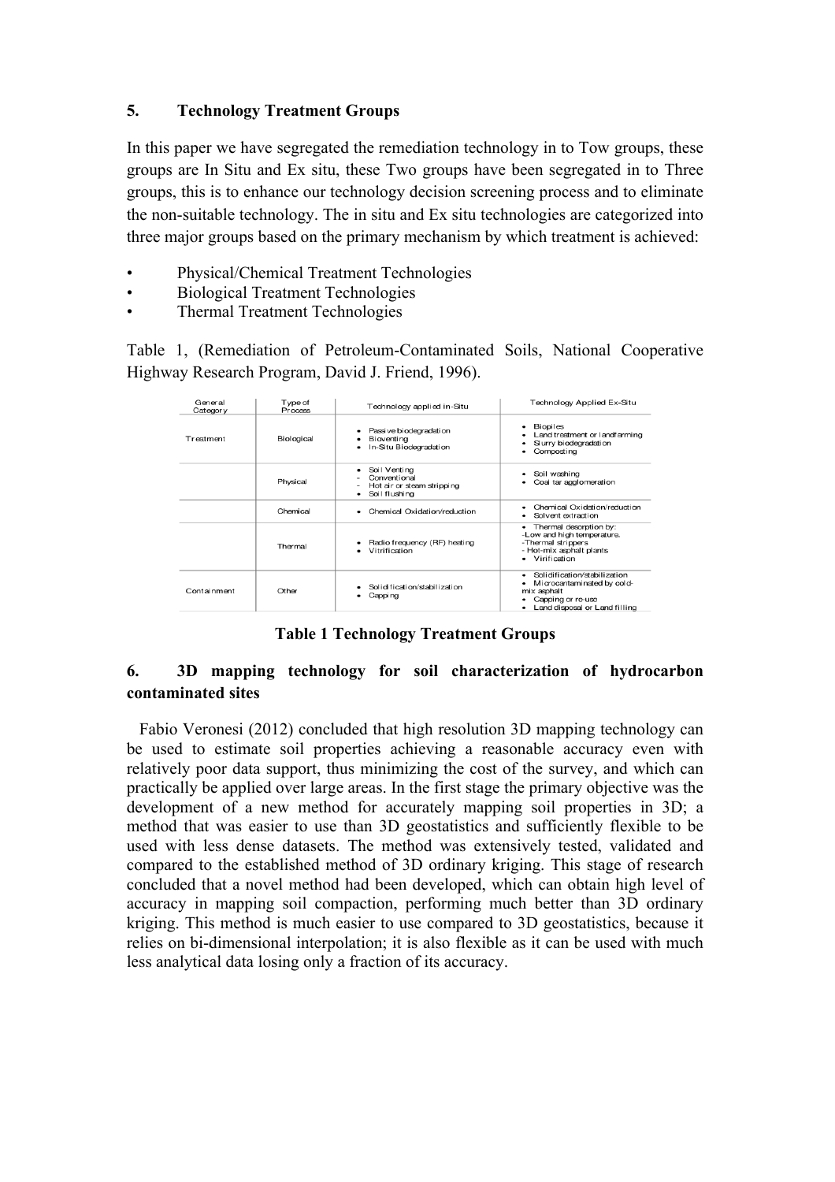## 5. Technology Treatment Groups

In this paper we have segregated the remediation technology in to Tow groups, these groups are In Situ and Ex situ, these Two groups have been segregated in to Three groups, this is to enhance our technology decision screening process and to eliminate the non-suitable technology. The in situ and Ex situ technologies are categorized into three major groups based on the primary mechanism by which treatment is achieved:

- Physical/Chemical Treatment Technologies
- Biological Treatment Technologies
- Thermal Treatment Technologies

Table 1, (Remediation of Petroleum-Contaminated Soils, National Cooperative Highway Research Program, David J. Friend, 1996).

| General Category | Type of Process | Technology applied in-Situ | Technology Applied Ex-Situ |
|---|---|---|---|
| Treatment | Biological | • Passive biodegradation<br>• Bioventing<br>• In-Situ Biodegradation | • Biopiles<br>• Land treatment or landfarming<br>• Slurry biodegradation<br>• Composting |
| | Physical | • Soil Venting<br>- Conventional<br>- Hot air or steam stripping<br>• Soil flushing | • Soil washing<br>• Coal tar agglomeration |
| | Chemical | • Chemical Oxidation/reduction | • Chemical Oxidation/reduction<br>• Solvent extraction |
| | Thermal | • Radio frequency (RF) heating<br>• Vitrification | • Thermal desorption by:<br>-Low and high temperature.<br>-Thermal strippers<br>- Hot-mix asphalt plants<br>• Virification |
| Containment | Other | • Solidification/stabilization<br>• Capping | • Solidification/stabilization<br>• Microcontaminated by cold-mix asphalt<br>• Capping or re-use<br>• Land disposal or Land filling |

**Table 1 Technology Treatment Groups**

## 6. 3D mapping technology for soil characterization of hydrocarbon contaminated sites

Fabio Veronesi (2012) concluded that high resolution 3D mapping technology can be used to estimate soil properties achieving a reasonable accuracy even with relatively poor data support, thus minimizing the cost of the survey, and which can practically be applied over large areas. In the first stage the primary objective was the development of a new method for accurately mapping soil properties in 3D; a method that was easier to use than 3D geostatistics and sufficiently flexible to be used with less dense datasets. The method was extensively tested, validated and compared to the established method of 3D ordinary kriging. This stage of research concluded that a novel method had been developed, which can obtain high level of accuracy in mapping soil compaction, performing much better than 3D ordinary kriging. This method is much easier to use compared to 3D geostatistics, because it relies on bi-dimensional interpolation; it is also flexible as it can be used with much less analytical data losing only a fraction of its accuracy.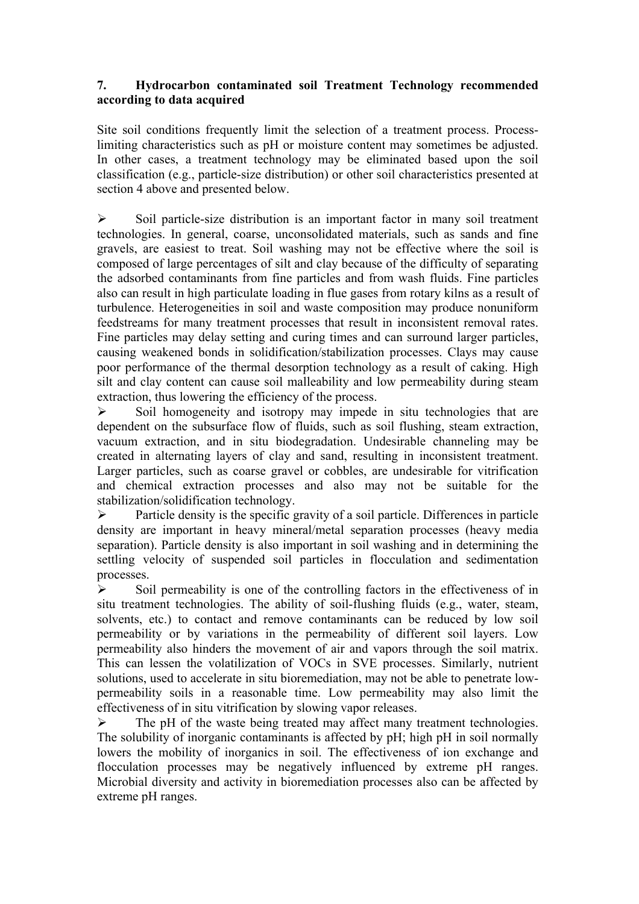## 7. Hydrocarbon contaminated soil Treatment Technology recommended according to data acquired

Site soil conditions frequently limit the selection of a treatment process. Process-limiting characteristics such as pH or moisture content may sometimes be adjusted. In other cases, a treatment technology may be eliminated based upon the soil classification (e.g., particle-size distribution) or other soil characteristics presented at section 4 above and presented below.

- Soil particle-size distribution is an important factor in many soil treatment technologies. In general, coarse, unconsolidated materials, such as sands and fine gravels, are easiest to treat. Soil washing may not be effective where the soil is composed of large percentages of silt and clay because of the difficulty of separating the adsorbed contaminants from fine particles and from wash fluids. Fine particles also can result in high particulate loading in flue gases from rotary kilns as a result of turbulence. Heterogeneities in soil and waste composition may produce nonuniform feedstreams for many treatment processes that result in inconsistent removal rates. Fine particles may delay setting and curing times and can surround larger particles, causing weakened bonds in solidification/stabilization processes. Clays may cause poor performance of the thermal desorption technology as a result of caking. High silt and clay content can cause soil malleability and low permeability during steam extraction, thus lowering the efficiency of the process.
- Soil homogeneity and isotropy may impede in situ technologies that are dependent on the subsurface flow of fluids, such as soil flushing, steam extraction, vacuum extraction, and in situ biodegradation. Undesirable channeling may be created in alternating layers of clay and sand, resulting in inconsistent treatment. Larger particles, such as coarse gravel or cobbles, are undesirable for vitrification and chemical extraction processes and also may not be suitable for the stabilization/solidification technology.
- Particle density is the specific gravity of a soil particle. Differences in particle density are important in heavy mineral/metal separation processes (heavy media separation). Particle density is also important in soil washing and in determining the settling velocity of suspended soil particles in flocculation and sedimentation processes.
- Soil permeability is one of the controlling factors in the effectiveness of in situ treatment technologies. The ability of soil-flushing fluids (e.g., water, steam, solvents, etc.) to contact and remove contaminants can be reduced by low soil permeability or by variations in the permeability of different soil layers. Low permeability also hinders the movement of air and vapors through the soil matrix. This can lessen the volatilization of VOCs in SVE processes. Similarly, nutrient solutions, used to accelerate in situ bioremediation, may not be able to penetrate low-permeability soils in a reasonable time. Low permeability may also limit the effectiveness of in situ vitrification by slowing vapor releases.
- The pH of the waste being treated may affect many treatment technologies. The solubility of inorganic contaminants is affected by pH; high pH in soil normally lowers the mobility of inorganics in soil. The effectiveness of ion exchange and flocculation processes may be negatively influenced by extreme pH ranges. Microbial diversity and activity in bioremediation processes also can be affected by extreme pH ranges.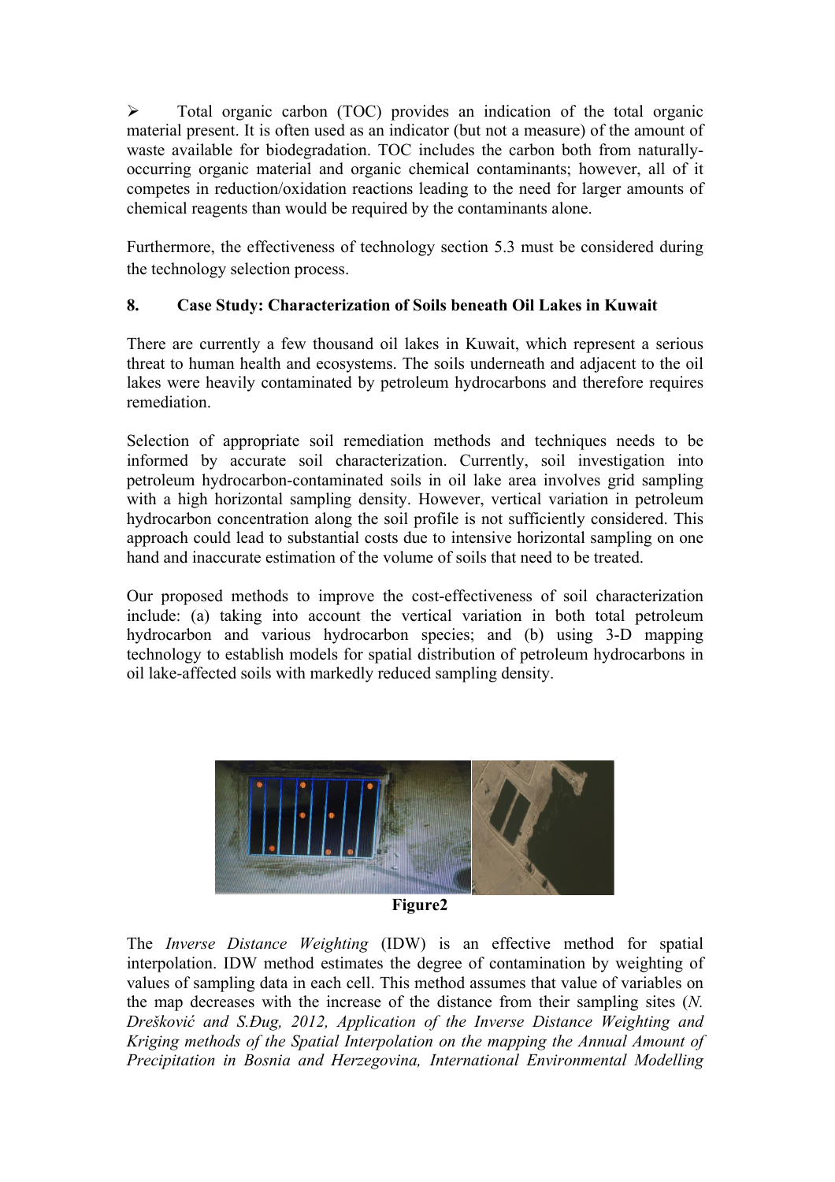- Total organic carbon (TOC) provides an indication of the total organic material present. It is often used as an indicator (but not a measure) of the amount of waste available for biodegradation. TOC includes the carbon both from naturally-occurring organic material and organic chemical contaminants; however, all of it competes in reduction/oxidation reactions leading to the need for larger amounts of chemical reagents than would be required by the contaminants alone.

Furthermore, the effectiveness of technology section 5.3 must be considered during the technology selection process.

## 8. Case Study: Characterization of Soils beneath Oil Lakes in Kuwait

There are currently a few thousand oil lakes in Kuwait, which represent a serious threat to human health and ecosystems. The soils underneath and adjacent to the oil lakes were heavily contaminated by petroleum hydrocarbons and therefore requires remediation.

Selection of appropriate soil remediation methods and techniques needs to be informed by accurate soil characterization. Currently, soil investigation into petroleum hydrocarbon-contaminated soils in oil lake area involves grid sampling with a high horizontal sampling density. However, vertical variation in petroleum hydrocarbon concentration along the soil profile is not sufficiently considered. This approach could lead to substantial costs due to intensive horizontal sampling on one hand and inaccurate estimation of the volume of soils that need to be treated.

Our proposed methods to improve the cost-effectiveness of soil characterization include: (a) taking into account the vertical variation in both total petroleum hydrocarbon and various hydrocarbon species; and (b) using 3-D mapping technology to establish models for spatial distribution of petroleum hydrocarbons in oil lake-affected soils with markedly reduced sampling density.

**Figure2**

The *Inverse Distance Weighting* (IDW) is an effective method for spatial interpolation. IDW method estimates the degree of contamination by weighting of values of sampling data in each cell. This method assumes that value of variables on the map decreases with the increase of the distance from their sampling sites (*N. Drešković and S.Đug, 2012, Application of the Inverse Distance Weighting and Kriging methods of the Spatial Interpolation on the mapping the Annual Amount of Precipitation in Bosnia and Herzegovina, International Environmental Modelling*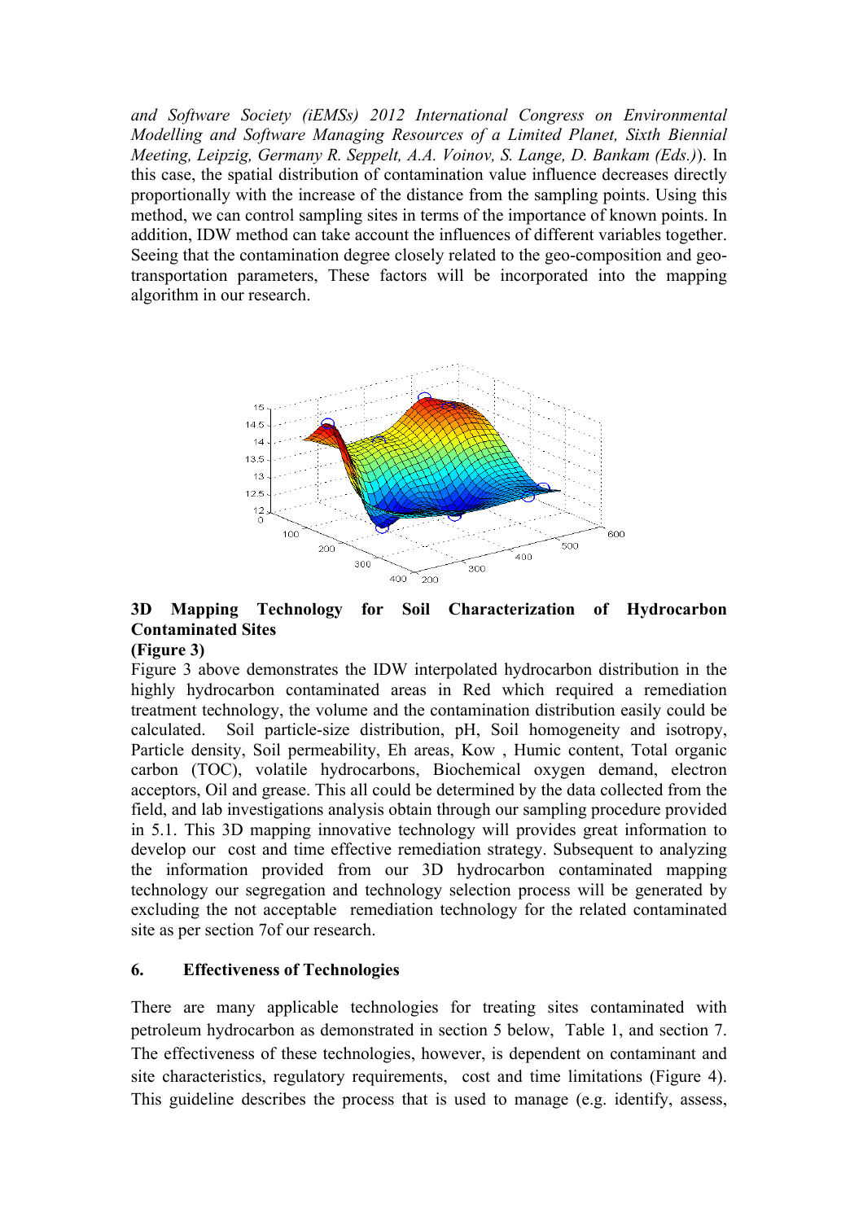*and Software Society (iEMSs) 2012 International Congress on Environmental Modelling and Software Managing Resources of a Limited Planet, Sixth Biennial Meeting, Leipzig, Germany R. Seppelt, A.A. Voinov, S. Lange, D. Bankam (Eds.)*). In this case, the spatial distribution of contamination value influence decreases directly proportionally with the increase of the distance from the sampling points. Using this method, we can control sampling sites in terms of the importance of known points. In addition, IDW method can take account the influences of different variables together. Seeing that the contamination degree closely related to the geo-composition and geo-transportation parameters, These factors will be incorporated into the mapping algorithm in our research.

**3D Mapping Technology for Soil Characterization of Hydrocarbon Contaminated Sites**
**(Figure 3)**

Figure 3 above demonstrates the IDW interpolated hydrocarbon distribution in the highly hydrocarbon contaminated areas in Red which required a remediation treatment technology, the volume and the contamination distribution easily could be calculated. Soil particle-size distribution, pH, Soil homogeneity and isotropy, Particle density, Soil permeability, Eh areas, Kow , Humic content, Total organic carbon (TOC), volatile hydrocarbons, Biochemical oxygen demand, electron acceptors, Oil and grease. This all could be determined by the data collected from the field, and lab investigations analysis obtain through our sampling procedure provided in 5.1. This 3D mapping innovative technology will provides great information to develop our cost and time effective remediation strategy. Subsequent to analyzing the information provided from our 3D hydrocarbon contaminated mapping technology our segregation and technology selection process will be generated by excluding the not acceptable remediation technology for the related contaminated site as per section 7of our research.

## 6. Effectiveness of Technologies

There are many applicable technologies for treating sites contaminated with petroleum hydrocarbon as demonstrated in section 5 below, Table 1, and section 7. The effectiveness of these technologies, however, is dependent on contaminant and site characteristics, regulatory requirements, cost and time limitations (Figure 4). This guideline describes the process that is used to manage (e.g. identify, assess,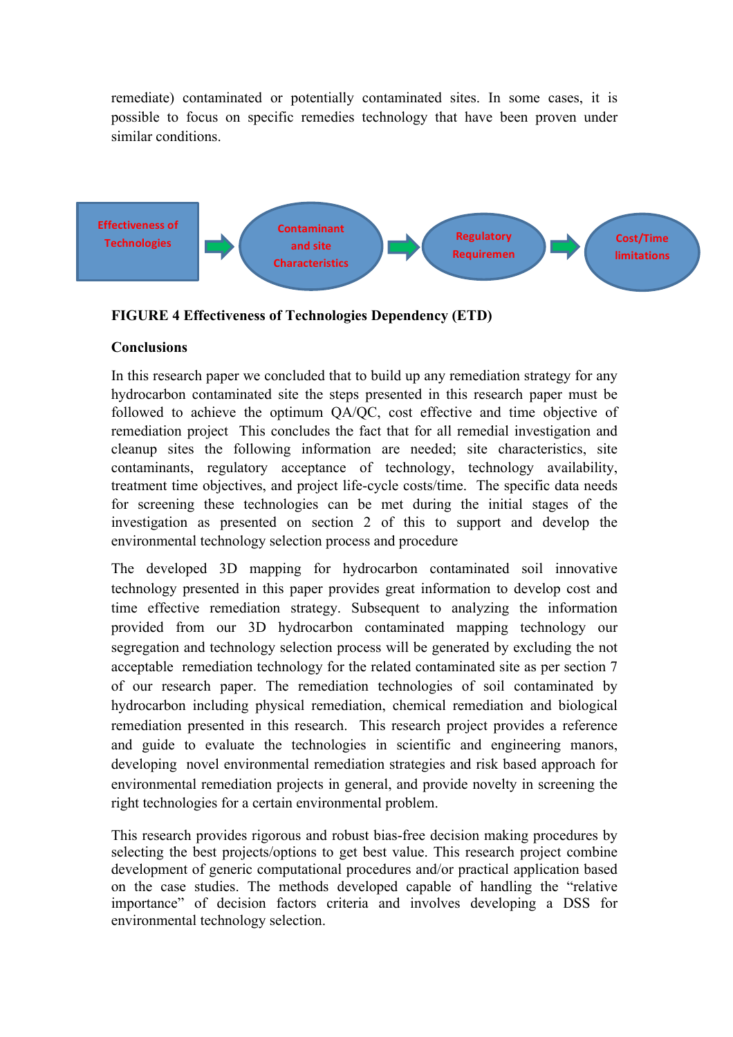remediate) contaminated or potentially contaminated sites. In some cases, it is possible to focus on specific remedies technology that have been proven under similar conditions.

Effectiveness of Technologies → Contaminant and site Characteristics → Regulatory Requiremen → Cost/Time limitations

**FIGURE 4 Effectiveness of Technologies Dependency (ETD)**

**Conclusions**

In this research paper we concluded that to build up any remediation strategy for any hydrocarbon contaminated site the steps presented in this research paper must be followed to achieve the optimum QA/QC, cost effective and time objective of remediation project This concludes the fact that for all remedial investigation and cleanup sites the following information are needed; site characteristics, site contaminants, regulatory acceptance of technology, technology availability, treatment time objectives, and project life-cycle costs/time. The specific data needs for screening these technologies can be met during the initial stages of the investigation as presented on section 2 of this to support and develop the environmental technology selection process and procedure

The developed 3D mapping for hydrocarbon contaminated soil innovative technology presented in this paper provides great information to develop cost and time effective remediation strategy. Subsequent to analyzing the information provided from our 3D hydrocarbon contaminated mapping technology our segregation and technology selection process will be generated by excluding the not acceptable remediation technology for the related contaminated site as per section 7 of our research paper. The remediation technologies of soil contaminated by hydrocarbon including physical remediation, chemical remediation and biological remediation presented in this research. This research project provides a reference and guide to evaluate the technologies in scientific and engineering manors, developing novel environmental remediation strategies and risk based approach for environmental remediation projects in general, and provide novelty in screening the right technologies for a certain environmental problem.

This research provides rigorous and robust bias-free decision making procedures by selecting the best projects/options to get best value. This research project combine development of generic computational procedures and/or practical application based on the case studies. The methods developed capable of handling the "relative importance" of decision factors criteria and involves developing a DSS for environmental technology selection.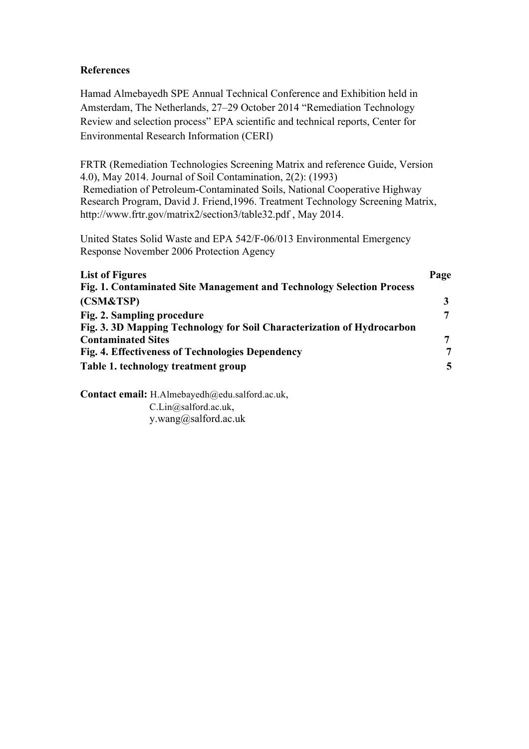**References**

Hamad Almebayedh SPE Annual Technical Conference and Exhibition held in Amsterdam, The Netherlands, 27–29 October 2014 "Remediation Technology Review and selection process" EPA scientific and technical reports, Center for Environmental Research Information (CERI)

FRTR (Remediation Technologies Screening Matrix and reference Guide, Version 4.0), May 2014. Journal of Soil Contamination, 2(2): (1993)
Remediation of Petroleum-Contaminated Soils, National Cooperative Highway Research Program, David J. Friend,1996. Treatment Technology Screening Matrix, http://www.frtr.gov/matrix2/section3/table32.pdf , May 2014.

United States Solid Waste and EPA 542/F-06/013 Environmental Emergency Response November 2006 Protection Agency

| **List of Figures** | **Page** |
|---|---|
| **Fig. 1. Contaminated Site Management and Technology Selection Process (CSM&TSP)** | **3** |
| **Fig. 2. Sampling procedure** | **7** |
| **Fig. 3. 3D Mapping Technology for Soil Characterization of Hydrocarbon Contaminated Sites** | **7** |
| **Fig. 4. Effectiveness of Technologies Dependency** | **7** |
| **Table 1. technology treatment group** | **5** |

**Contact email:** H.Almebayedh@edu.salford.ac.uk,
C.Lin@salford.ac.uk,
y.wang@salford.ac.uk